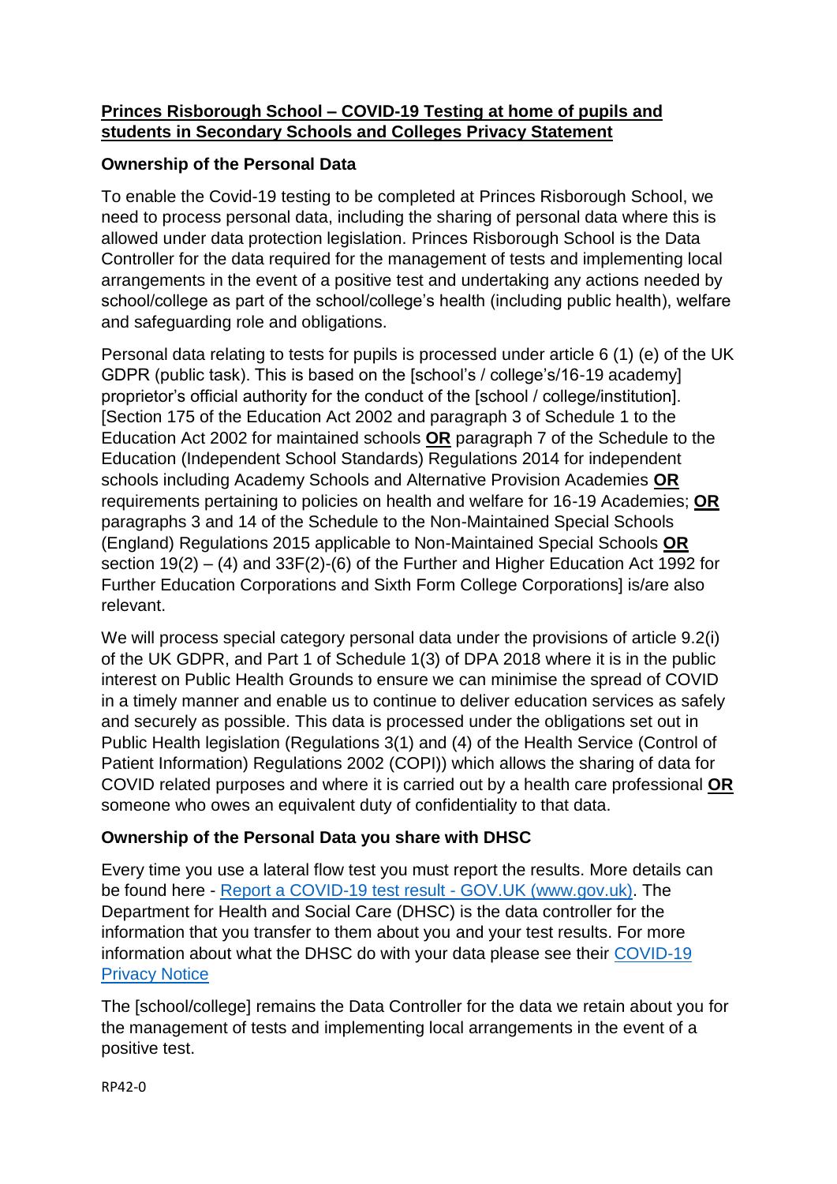**Princes Risborough School – COVID-19 Testing at home of pupils and students in Secondary Schools and Colleges Privacy Statement**

**Ownership of the Personal Data**

To enable the Covid-19 testing to be completed at Princes Risborough School, we need to process personal data, including the sharing of personal data where this is allowed under data protection legislation. Princes Risborough School is the Data Controller for the data required for the management of tests and implementing local arrangements in the event of a positive test and undertaking any actions needed by school/college as part of the school/college's health (including public health), welfare and safeguarding role and obligations.

Personal data relating to tests for pupils is processed under article 6 (1) (e) of the UK GDPR (public task). This is based on the [school's / college's/16-19 academy] proprietor's official authority for the conduct of the [school / college/institution]. [Section 175 of the Education Act 2002 and paragraph 3 of Schedule 1 to the Education Act 2002 for maintained schools **OR** paragraph 7 of the Schedule to the Education (Independent School Standards) Regulations 2014 for independent schools including Academy Schools and Alternative Provision Academies **OR** requirements pertaining to policies on health and welfare for 16-19 Academies; **OR** paragraphs 3 and 14 of the Schedule to the Non-Maintained Special Schools (England) Regulations 2015 applicable to Non-Maintained Special Schools **OR** section 19(2) – (4) and 33F(2)-(6) of the Further and Higher Education Act 1992 for Further Education Corporations and Sixth Form College Corporations] is/are also relevant.

We will process special category personal data under the provisions of article 9.2(i) of the UK GDPR, and Part 1 of Schedule 1(3) of DPA 2018 where it is in the public interest on Public Health Grounds to ensure we can minimise the spread of COVID in a timely manner and enable us to continue to deliver education services as safely and securely as possible. This data is processed under the obligations set out in Public Health legislation (Regulations 3(1) and (4) of the Health Service (Control of Patient Information) Regulations 2002 (COPI)) which allows the sharing of data for COVID related purposes and where it is carried out by a health care professional **OR** someone who owes an equivalent duty of confidentiality to that data.

**Ownership of the Personal Data you share with DHSC**

Every time you use a lateral flow test you must report the results. More details can be found here - [Report a COVID-19 test result - GOV.UK (www.gov.uk)](). The Department for Health and Social Care (DHSC) is the data controller for the information that you transfer to them about you and your test results. For more information about what the DHSC do with your data please see their [COVID-19 Privacy Notice]()

The [school/college] remains the Data Controller for the data we retain about you for the management of tests and implementing local arrangements in the event of a positive test.

RP42-0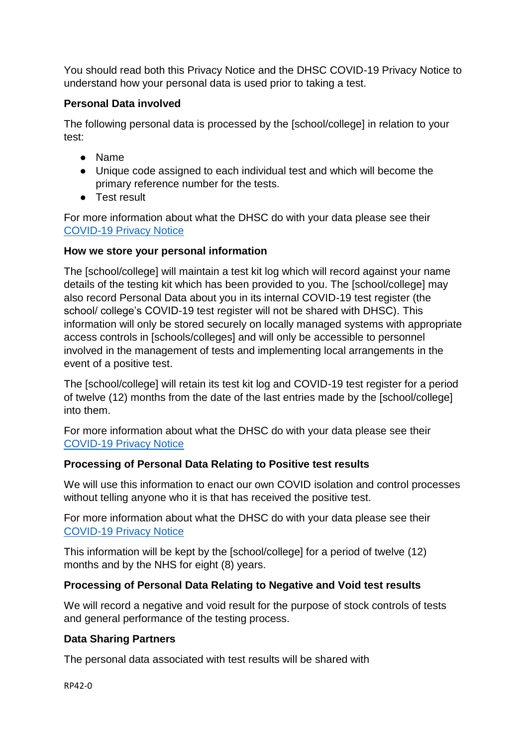You should read both this Privacy Notice and the DHSC COVID-19 Privacy Notice to understand how your personal data is used prior to taking a test.

**Personal Data involved**

The following personal data is processed by the [school/college] in relation to your test:

- Name
- Unique code assigned to each individual test and which will become the primary reference number for the tests.
- Test result

For more information about what the DHSC do with your data please see their COVID-19 Privacy Notice

**How we store your personal information**

The [school/college] will maintain a test kit log which will record against your name details of the testing kit which has been provided to you. The [school/college] may also record Personal Data about you in its internal COVID-19 test register (the school/ college's COVID-19 test register will not be shared with DHSC). This information will only be stored securely on locally managed systems with appropriate access controls in [schools/colleges] and will only be accessible to personnel involved in the management of tests and implementing local arrangements in the event of a positive test.

The [school/college] will retain its test kit log and COVID-19 test register for a period of twelve (12) months from the date of the last entries made by the [school/college] into them.

For more information about what the DHSC do with your data please see their COVID-19 Privacy Notice

**Processing of Personal Data Relating to Positive test results**

We will use this information to enact our own COVID isolation and control processes without telling anyone who it is that has received the positive test.

For more information about what the DHSC do with your data please see their COVID-19 Privacy Notice

This information will be kept by the [school/college] for a period of twelve (12) months and by the NHS for eight (8) years.

**Processing of Personal Data Relating to Negative and Void test results**

We will record a negative and void result for the purpose of stock controls of tests and general performance of the testing process.

**Data Sharing Partners**

The personal data associated with test results will be shared with

RP42-0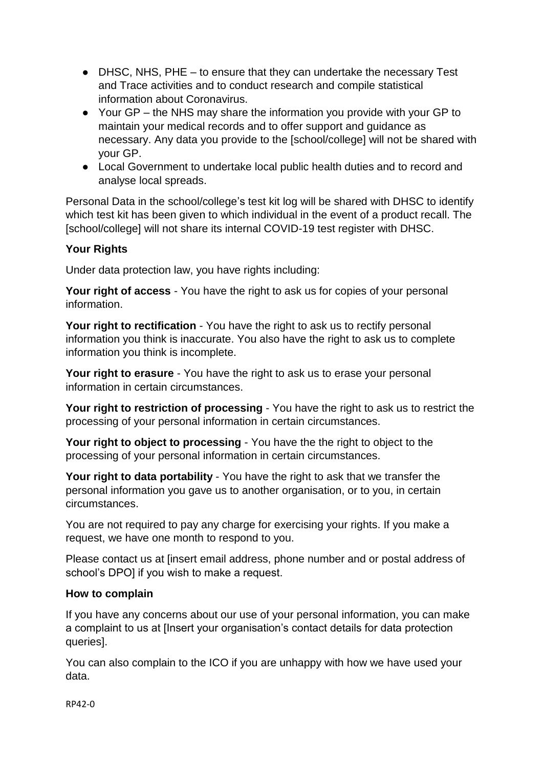- DHSC, NHS, PHE – to ensure that they can undertake the necessary Test and Trace activities and to conduct research and compile statistical information about Coronavirus.
- Your GP – the NHS may share the information you provide with your GP to maintain your medical records and to offer support and guidance as necessary. Any data you provide to the [school/college] will not be shared with your GP.
- Local Government to undertake local public health duties and to record and analyse local spreads.

Personal Data in the school/college's test kit log will be shared with DHSC to identify which test kit has been given to which individual in the event of a product recall. The [school/college] will not share its internal COVID-19 test register with DHSC.

**Your Rights**

Under data protection law, you have rights including:

**Your right of access** - You have the right to ask us for copies of your personal information.

**Your right to rectification** - You have the right to ask us to rectify personal information you think is inaccurate. You also have the right to ask us to complete information you think is incomplete.

**Your right to erasure** - You have the right to ask us to erase your personal information in certain circumstances.

**Your right to restriction of processing** - You have the right to ask us to restrict the processing of your personal information in certain circumstances.

**Your right to object to processing** - You have the the right to object to the processing of your personal information in certain circumstances.

**Your right to data portability** - You have the right to ask that we transfer the personal information you gave us to another organisation, or to you, in certain circumstances.

You are not required to pay any charge for exercising your rights. If you make a request, we have one month to respond to you.

Please contact us at [insert email address, phone number and or postal address of school's DPO] if you wish to make a request.

**How to complain**

If you have any concerns about our use of your personal information, you can make a complaint to us at [Insert your organisation's contact details for data protection queries].

You can also complain to the ICO if you are unhappy with how we have used your data.

RP42-0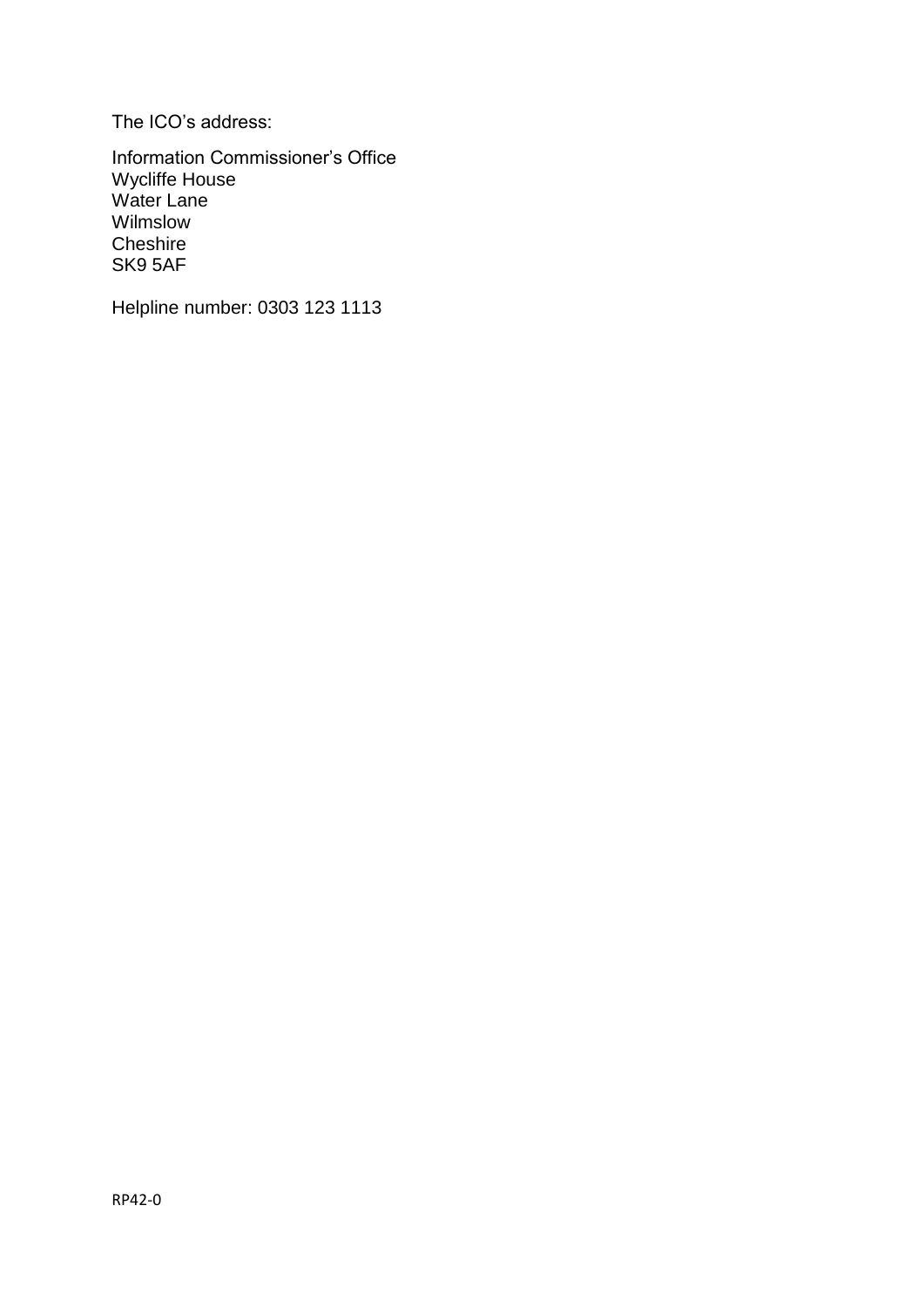The ICO's address:

Information Commissioner's Office
Wycliffe House
Water Lane
Wilmslow
Cheshire
SK9 5AF

Helpline number: 0303 123 1113

RP42-0